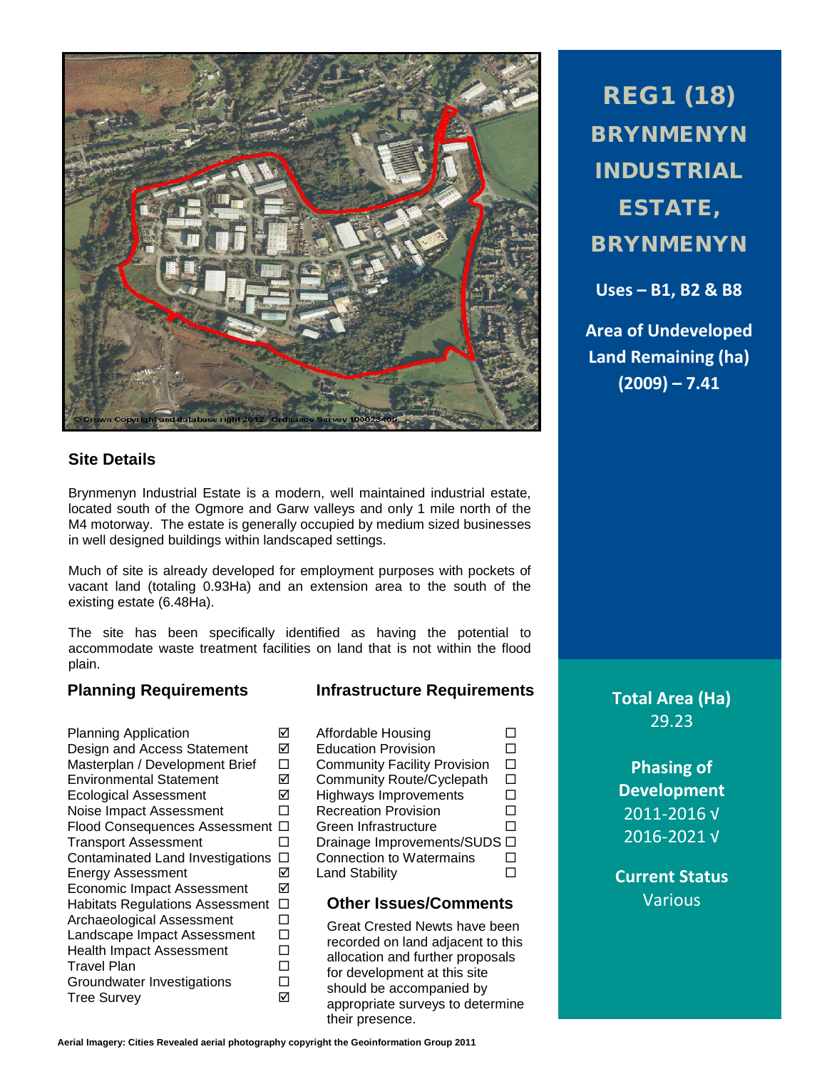# REG1 (18) BRYNMENYN INDUSTRIAL ESTATE, BRYNMENYN

**Uses – B1, B2 & B8**

**Area of Undeveloped Land Remaining (ha) (2009) – 7.41**

©Crown Copyright and database right 2012. Ordnance Survey 100023405

## Site Details

Brynmenyn Industrial Estate is a modern, well maintained industrial estate, located south of the Ogmore and Garw valleys and only 1 mile north of the M4 motorway. The estate is generally occupied by medium sized businesses in well designed buildings within landscaped settings.

Much of site is already developed for employment purposes with pockets of vacant land (totaling 0.93Ha) and an extension area to the south of the existing estate (6.48Ha).

The site has been specifically identified as having the potential to accommodate waste treatment facilities on land that is not within the flood plain.

## Planning Requirements

| Requirement | |
|---|---|
| Planning Application | ☑ |
| Design and Access Statement | ☑ |
| Masterplan / Development Brief | ☐ |
| Environmental Statement | ☑ |
| Ecological Assessment | ☑ |
| Noise Impact Assessment | ☐ |
| Flood Consequences Assessment | ☐ |
| Transport Assessment | ☐ |
| Contaminated Land Investigations | ☐ |
| Energy Assessment | ☑ |
| Economic Impact Assessment | ☑ |
| Habitats Regulations Assessment | ☐ |
| Archaeological Assessment | ☐ |
| Landscape Impact Assessment | ☐ |
| Health Impact Assessment | ☐ |
| Travel Plan | ☐ |
| Groundwater Investigations | ☐ |
| Tree Survey | ☑ |

## Infrastructure Requirements

| Requirement | |
|---|---|
| Affordable Housing | ☐ |
| Education Provision | ☐ |
| Community Facility Provision | ☐ |
| Community Route/Cyclepath | ☐ |
| Highways Improvements | ☐ |
| Recreation Provision | ☐ |
| Green Infrastructure | ☐ |
| Drainage Improvements/SUDS | ☐ |
| Connection to Watermains | ☐ |
| Land Stability | ☐ |

## Other Issues/Comments

Great Crested Newts have been recorded on land adjacent to this allocation and further proposals for development at this site should be accompanied by appropriate surveys to determine their presence.

**Total Area (Ha)**
29.23

**Phasing of Development**
2011-2016 √
2016-2021 √

**Current Status**
Various

**Aerial Imagery: Cities Revealed aerial photography copyright the Geoinformation Group 2011**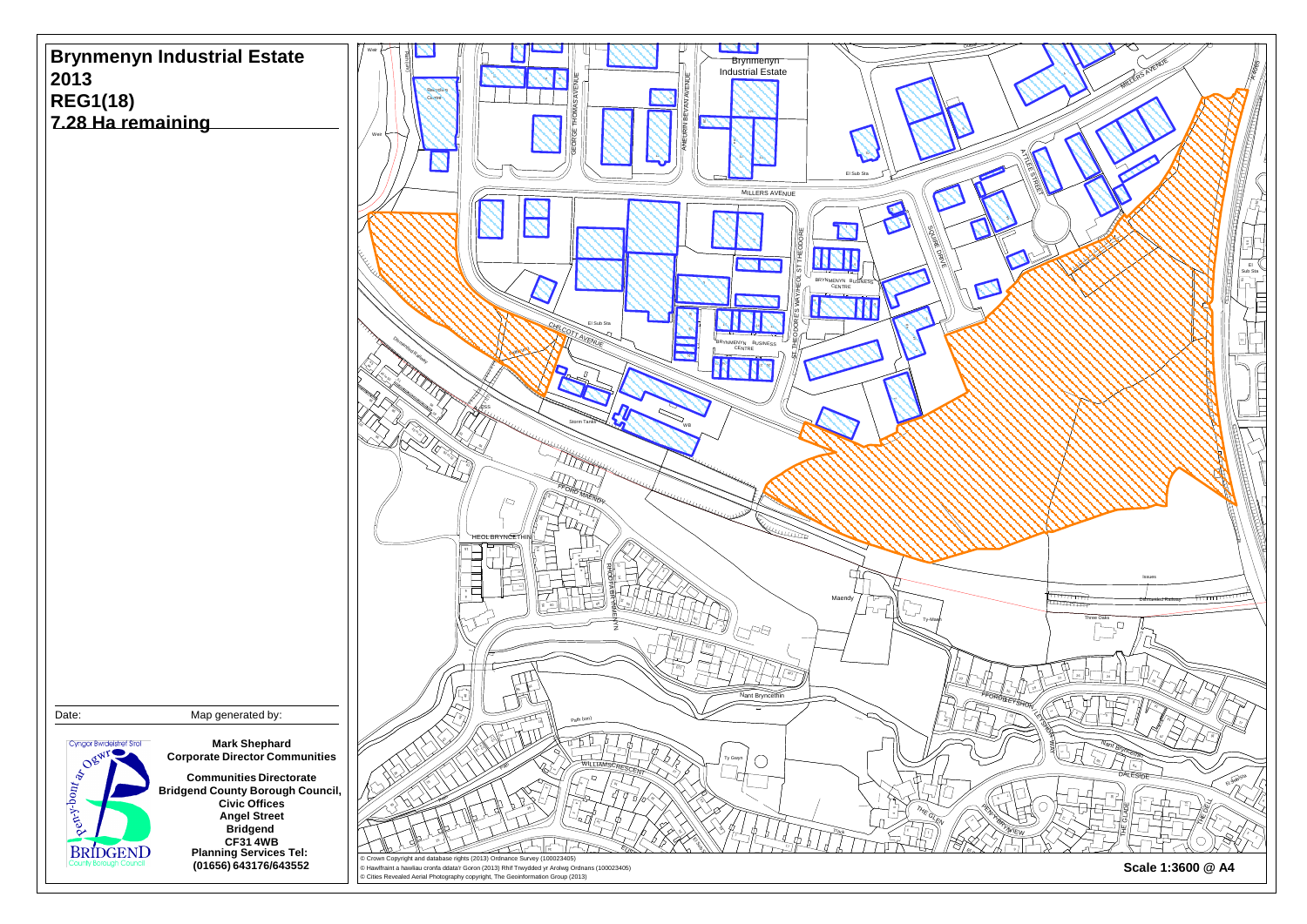# Brynmenyn Industrial Estate 2013 REG1(18) 7.28 Ha remaining

Date:

Map generated by:

Cyngor Bwrdeistref Sirol Pen-y-bont ar Ogwr

BRIDGEND County Borough Council

**Mark Shephard**
**Corporate Director Communities**

**Communities Directorate**
**Bridgend County Borough Council,**
**Civic Offices**
**Angel Street**
**Bridgend**
**CF31 4WB**
**Planning Services Tel:**
**(01656) 643176/643552**

Brynmenyn Industrial Estate

MILLERS AVENUE

CHILCOTT AVENUE

GEORGE THOMAS AVENUE

ANEURIN BEVAN AVENUE

ST THEODORE'S WAY/HEOL ST THEODORE

SQUIRE DRIVE

ATTLEE STREET

BRYNMENYN BUSINESS CENTRE

FFORDD MAENDY

HEOL BRYNCETHIN

Maendy

Nant Bryncethin

WILLIAMS CRESCENT

THE GLEN

PENYBRYN VIEW

FFORDD LEYSHON

DALESIDE

THE GLADE

THE DELL

Ty Gwyn

Three Oaks

Dismantled Railway

Storm Tanks

El Sub Sta

© Crown Copyright and database rights (2013) Ordnance Survey (100023405)
© Hawlfraint a hawliau cronfa ddata'r Goron (2013) Rhif Trwydded yr Arolwg Ordnans (100023405)
© Cities Revealed Aerial Photography copyright, The Geoinformation Group (2013)

**Scale 1:3600 @ A4**